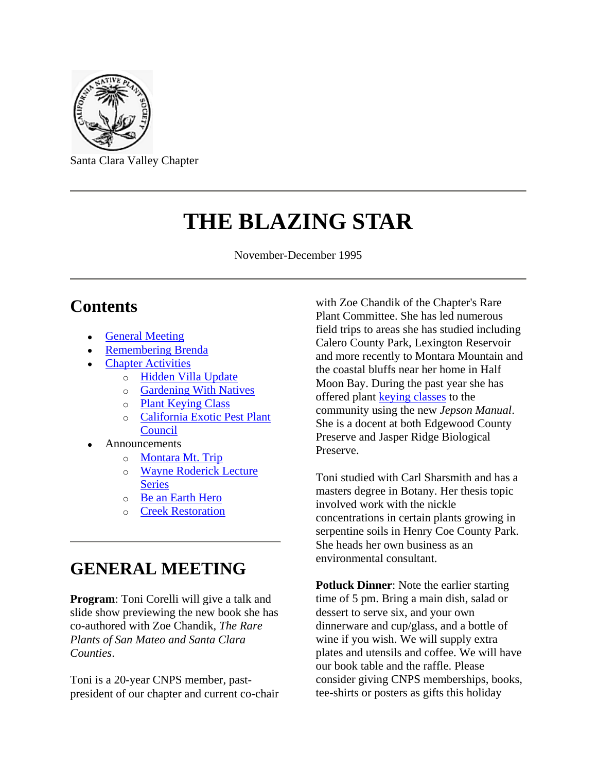Santa Clara Valley Chapter

---

# THE BLAZING STAR

November-December 1995

---

## Contents

- General Meeting
- Remembering Brenda
- Chapter Activities
  - Hidden Villa Update
  - Gardening With Natives
  - Plant Keying Class
  - California Exotic Pest Plant Council
- Announcements
  - Montara Mt. Trip
  - Wayne Roderick Lecture Series
  - Be an Earth Hero
  - Creek Restoration

---

## GENERAL MEETING

**Program**: Toni Corelli will give a talk and slide show previewing the new book she has co-authored with Zoe Chandik, *The Rare Plants of San Mateo and Santa Clara Counties*.

Toni is a 20-year CNPS member, past-president of our chapter and current co-chair with Zoe Chandik of the Chapter's Rare Plant Committee. She has led numerous field trips to areas she has studied including Calero County Park, Lexington Reservoir and more recently to Montara Mountain and the coastal bluffs near her home in Half Moon Bay. During the past year she has offered plant keying classes to the community using the new *Jepson Manual*. She is a docent at both Edgewood County Preserve and Jasper Ridge Biological Preserve.

Toni studied with Carl Sharsmith and has a masters degree in Botany. Her thesis topic involved work with the nickle concentrations in certain plants growing in serpentine soils in Henry Coe County Park. She heads her own business as an environmental consultant.

**Potluck Dinner**: Note the earlier starting time of 5 pm. Bring a main dish, salad or dessert to serve six, and your own dinnerware and cup/glass, and a bottle of wine if you wish. We will supply extra plates and utensils and coffee. We will have our book table and the raffle. Please consider giving CNPS memberships, books, tee-shirts or posters as gifts this holiday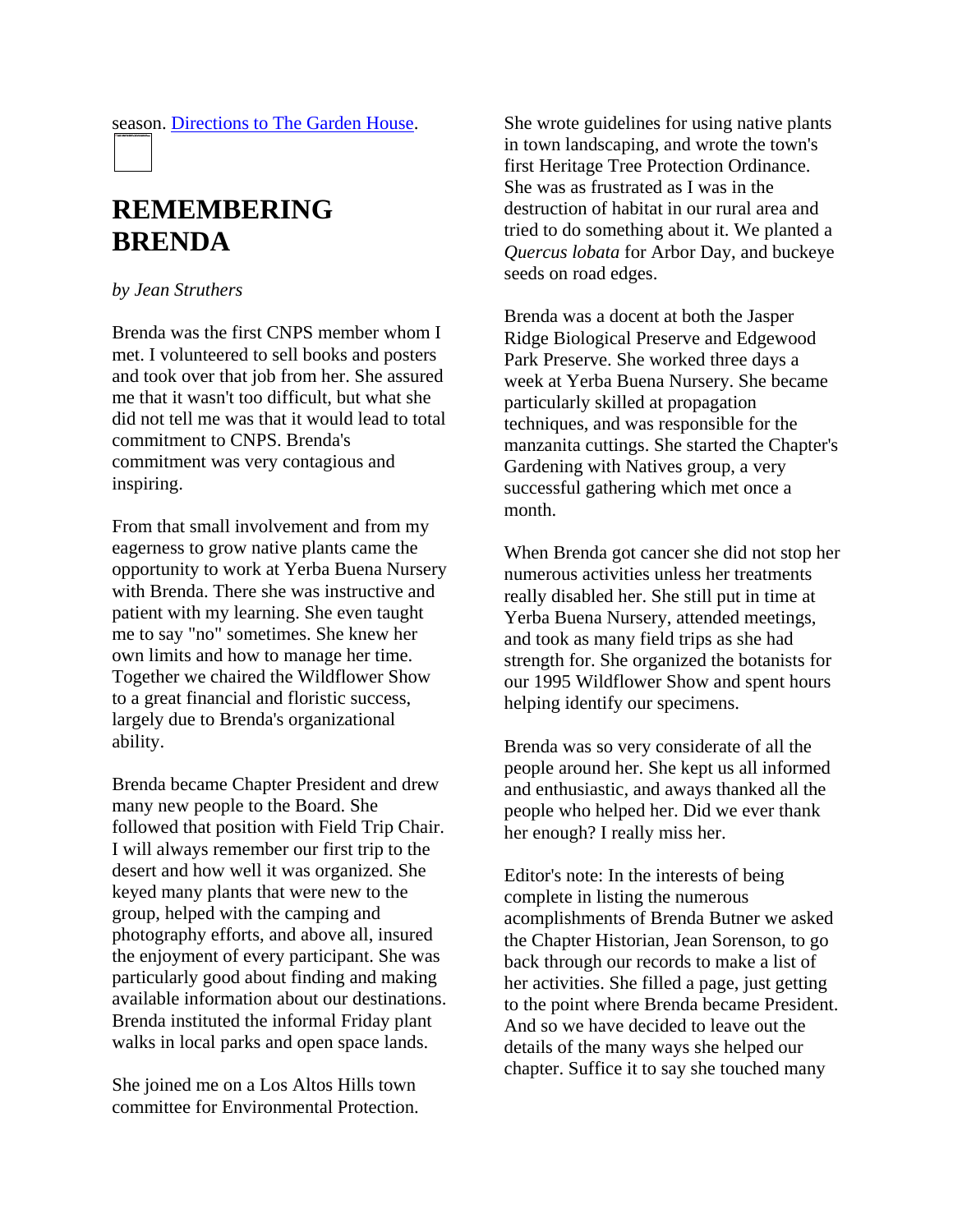season. [Directions to The Garden House](#).

# REMEMBERING BRENDA

*by Jean Struthers*

Brenda was the first CNPS member whom I met. I volunteered to sell books and posters and took over that job from her. She assured me that it wasn't too difficult, but what she did not tell me was that it would lead to total commitment to CNPS. Brenda's commitment was very contagious and inspiring.

From that small involvement and from my eagerness to grow native plants came the opportunity to work at Yerba Buena Nursery with Brenda. There she was instructive and patient with my learning. She even taught me to say "no" sometimes. She knew her own limits and how to manage her time. Together we chaired the Wildflower Show to a great financial and floristic success, largely due to Brenda's organizational ability.

Brenda became Chapter President and drew many new people to the Board. She followed that position with Field Trip Chair. I will always remember our first trip to the desert and how well it was organized. She keyed many plants that were new to the group, helped with the camping and photography efforts, and above all, insured the enjoyment of every participant. She was particularly good about finding and making available information about our destinations. Brenda instituted the informal Friday plant walks in local parks and open space lands.

She joined me on a Los Altos Hills town committee for Environmental Protection. She wrote guidelines for using native plants in town landscaping, and wrote the town's first Heritage Tree Protection Ordinance. She was as frustrated as I was in the destruction of habitat in our rural area and tried to do something about it. We planted a *Quercus lobata* for Arbor Day, and buckeye seeds on road edges.

Brenda was a docent at both the Jasper Ridge Biological Preserve and Edgewood Park Preserve. She worked three days a week at Yerba Buena Nursery. She became particularly skilled at propagation techniques, and was responsible for the manzanita cuttings. She started the Chapter's Gardening with Natives group, a very successful gathering which met once a month.

When Brenda got cancer she did not stop her numerous activities unless her treatments really disabled her. She still put in time at Yerba Buena Nursery, attended meetings, and took as many field trips as she had strength for. She organized the botanists for our 1995 Wildflower Show and spent hours helping identify our specimens.

Brenda was so very considerate of all the people around her. She kept us all informed and enthusiastic, and aways thanked all the people who helped her. Did we ever thank her enough? I really miss her.

Editor's note: In the interests of being complete in listing the numerous acomplishments of Brenda Butner we asked the Chapter Historian, Jean Sorenson, to go back through our records to make a list of her activities. She filled a page, just getting to the point where Brenda became President. And so we have decided to leave out the details of the many ways she helped our chapter. Suffice it to say she touched many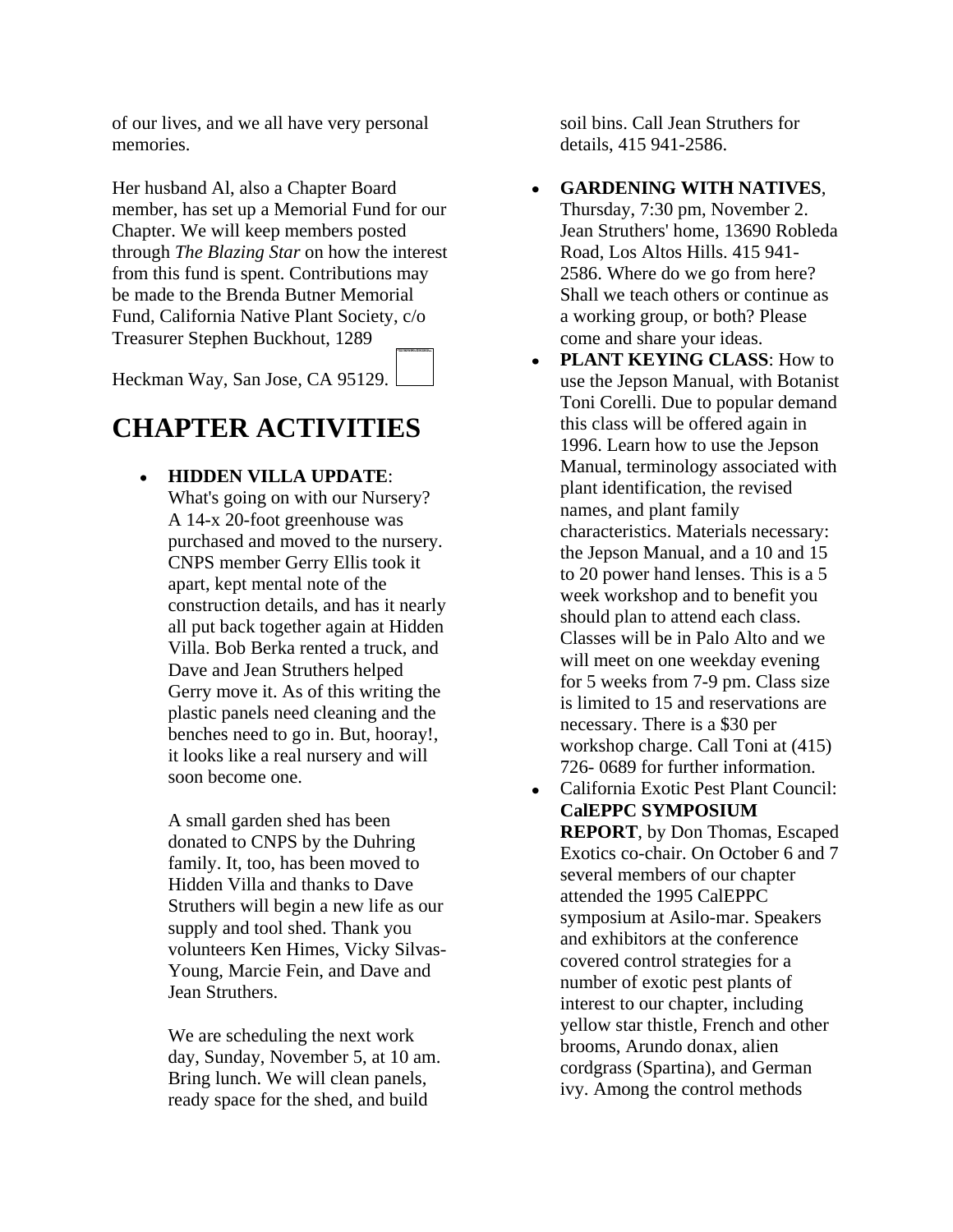of our lives, and we all have very personal memories.

Her husband Al, also a Chapter Board member, has set up a Memorial Fund for our Chapter. We will keep members posted through *The Blazing Star* on how the interest from this fund is spent. Contributions may be made to the Brenda Butner Memorial Fund, California Native Plant Society, c/o Treasurer Stephen Buckhout, 1289 Heckman Way, San Jose, CA 95129.

# CHAPTER ACTIVITIES

- **HIDDEN VILLA UPDATE**: What's going on with our Nursery? A 14-x 20-foot greenhouse was purchased and moved to the nursery. CNPS member Gerry Ellis took it apart, kept mental note of the construction details, and has it nearly all put back together again at Hidden Villa. Bob Berka rented a truck, and Dave and Jean Struthers helped Gerry move it. As of this writing the plastic panels need cleaning and the benches need to go in. But, hooray!, it looks like a real nursery and will soon become one.

  A small garden shed has been donated to CNPS by the Duhring family. It, too, has been moved to Hidden Villa and thanks to Dave Struthers will begin a new life as our supply and tool shed. Thank you volunteers Ken Himes, Vicky Silvas-Young, Marcie Fein, and Dave and Jean Struthers.

  We are scheduling the next work day, Sunday, November 5, at 10 am. Bring lunch. We will clean panels, ready space for the shed, and build soil bins. Call Jean Struthers for details, 415 941-2586.

- **GARDENING WITH NATIVES**, Thursday, 7:30 pm, November 2. Jean Struthers' home, 13690 Robleda Road, Los Altos Hills. 415 941-2586. Where do we go from here? Shall we teach others or continue as a working group, or both? Please come and share your ideas.
- **PLANT KEYING CLASS**: How to use the Jepson Manual, with Botanist Toni Corelli. Due to popular demand this class will be offered again in 1996. Learn how to use the Jepson Manual, terminology associated with plant identification, the revised names, and plant family characteristics. Materials necessary: the Jepson Manual, and a 10 and 15 to 20 power hand lenses. This is a 5 week workshop and to benefit you should plan to attend each class. Classes will be in Palo Alto and we will meet on one weekday evening for 5 weeks from 7-9 pm. Class size is limited to 15 and reservations are necessary. There is a $30 per workshop charge. Call Toni at (415) 726- 0689 for further information.
- California Exotic Pest Plant Council: **CalEPPC SYMPOSIUM REPORT**, by Don Thomas, Escaped Exotics co-chair. On October 6 and 7 several members of our chapter attended the 1995 CalEPPC symposium at Asilo-mar. Speakers and exhibitors at the conference covered control strategies for a number of exotic pest plants of interest to our chapter, including yellow star thistle, French and other brooms, Arundo donax, alien cordgrass (Spartina), and German ivy. Among the control methods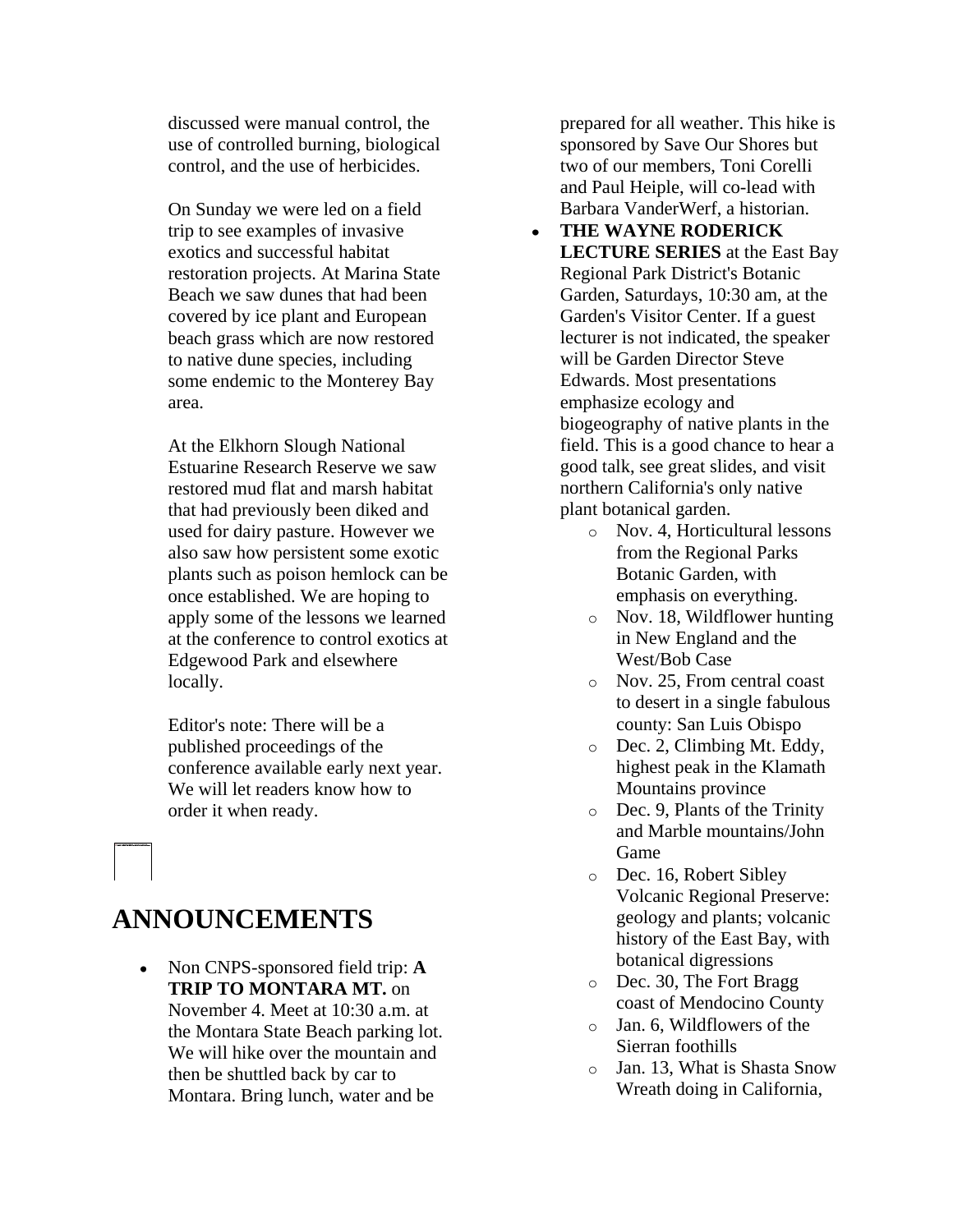discussed were manual control, the use of controlled burning, biological control, and the use of herbicides.

On Sunday we were led on a field trip to see examples of invasive exotics and successful habitat restoration projects. At Marina State Beach we saw dunes that had been covered by ice plant and European beach grass which are now restored to native dune species, including some endemic to the Monterey Bay area.

At the Elkhorn Slough National Estuarine Research Reserve we saw restored mud flat and marsh habitat that had previously been diked and used for dairy pasture. However we also saw how persistent some exotic plants such as poison hemlock can be once established. We are hoping to apply some of the lessons we learned at the conference to control exotics at Edgewood Park and elsewhere locally.

Editor's note: There will be a published proceedings of the conference available early next year. We will let readers know how to order it when ready.

## ANNOUNCEMENTS

- Non CNPS-sponsored field trip: **A TRIP TO MONTARA MT.** on November 4. Meet at 10:30 a.m. at the Montara State Beach parking lot. We will hike over the mountain and then be shuttled back by car to Montara. Bring lunch, water and be prepared for all weather. This hike is sponsored by Save Our Shores but two of our members, Toni Corelli and Paul Heiple, will co-lead with Barbara VanderWerf, a historian.
- **THE WAYNE RODERICK LECTURE SERIES** at the East Bay Regional Park District's Botanic Garden, Saturdays, 10:30 am, at the Garden's Visitor Center. If a guest lecturer is not indicated, the speaker will be Garden Director Steve Edwards. Most presentations emphasize ecology and biogeography of native plants in the field. This is a good chance to hear a good talk, see great slides, and visit northern California's only native plant botanical garden.
  - Nov. 4, Horticultural lessons from the Regional Parks Botanic Garden, with emphasis on everything.
  - Nov. 18, Wildflower hunting in New England and the West/Bob Case
  - Nov. 25, From central coast to desert in a single fabulous county: San Luis Obispo
  - Dec. 2, Climbing Mt. Eddy, highest peak in the Klamath Mountains province
  - Dec. 9, Plants of the Trinity and Marble mountains/John Game
  - Dec. 16, Robert Sibley Volcanic Regional Preserve: geology and plants; volcanic history of the East Bay, with botanical digressions
  - Dec. 30, The Fort Bragg coast of Mendocino County
  - Jan. 6, Wildflowers of the Sierran foothills
  - Jan. 13, What is Shasta Snow Wreath doing in California,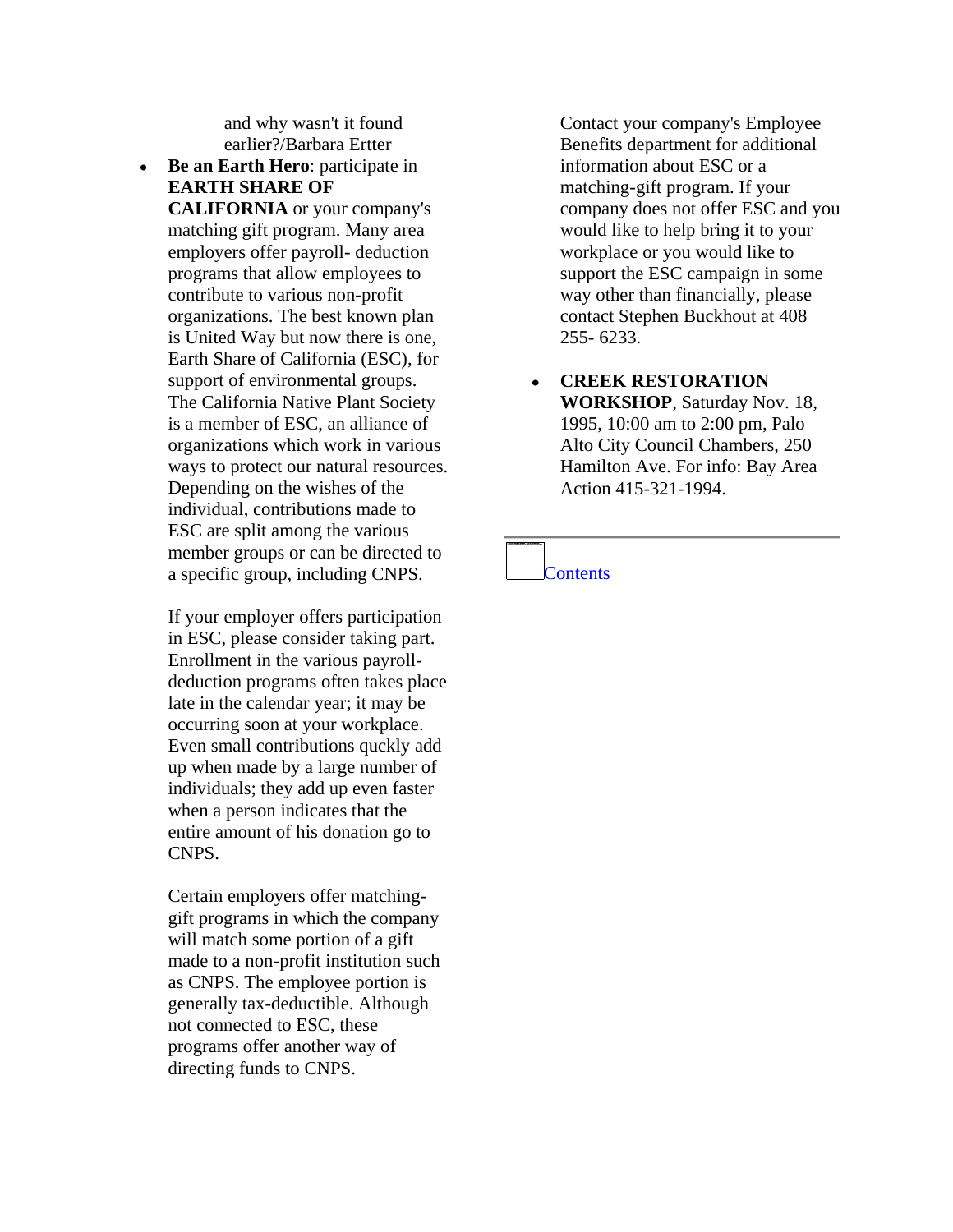and why wasn't it found earlier?/Barbara Ertter

- **Be an Earth Hero**: participate in **EARTH SHARE OF CALIFORNIA** or your company's matching gift program. Many area employers offer payroll- deduction programs that allow employees to contribute to various non-profit organizations. The best known plan is United Way but now there is one, Earth Share of California (ESC), for support of environmental groups. The California Native Plant Society is a member of ESC, an alliance of organizations which work in various ways to protect our natural resources. Depending on the wishes of the individual, contributions made to ESC are split among the various member groups or can be directed to a specific group, including CNPS.

  If your employer offers participation in ESC, please consider taking part. Enrollment in the various payroll-deduction programs often takes place late in the calendar year; it may be occurring soon at your workplace. Even small contributions quckly add up when made by a large number of individuals; they add up even faster when a person indicates that the entire amount of his donation go to CNPS.

  Certain employers offer matching-gift programs in which the company will match some portion of a gift made to a non-profit institution such as CNPS. The employee portion is generally tax-deductible. Although not connected to ESC, these programs offer another way of directing funds to CNPS.

  Contact your company's Employee Benefits department for additional information about ESC or a matching-gift program. If your company does not offer ESC and you would like to help bring it to your workplace or you would like to support the ESC campaign in some way other than financially, please contact Stephen Buckhout at 408 255- 6233.

- **CREEK RESTORATION WORKSHOP**, Saturday Nov. 18, 1995, 10:00 am to 2:00 pm, Palo Alto City Council Chambers, 250 Hamilton Ave. For info: Bay Area Action 415-321-1994.

---

Contents